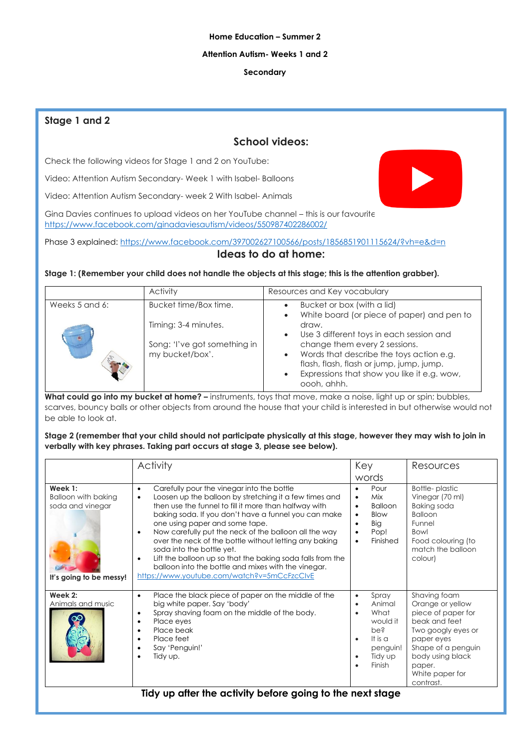**Home Education – Summer 2**

**Attention Autism- Weeks 1 and 2**

**Secondary**

## Stage 1 and 2

### School videos:

Check the following videos for Stage 1 and 2 on YouTube:

Video: Attention Autism Secondary- Week 1 with Isabel- Balloons

Video: Attention Autism Secondary- week 2 With Isabel- Animals

Gina Davies continues to upload videos on her YouTube channel – this is our favourite https://www.facebook.com/ginadaviesautism/videos/550987402286002/

Phase 3 explained: https://www.facebook.com/397002627100566/posts/1856851901115624/?vh=e&d=n

### Ideas to do at home:

**Stage 1: (Remember your child does not handle the objects at this stage; this is the attention grabber).**

| | Activity | Resources and Key vocabulary |
|---|---|---|
| Weeks 5 and 6: | Bucket time/Box time.<br><br>Timing: 3-4 minutes.<br><br>Song: 'I've got something in my bucket/box'. | • Bucket or box (with a lid)<br>• White board (or piece of paper) and pen to draw.<br>• Use 3 different toys in each session and change them every 2 sessions.<br>• Words that describe the toys action e.g. flash, flash, flash or jump, jump, jump.<br>• Expressions that show you like it e.g. wow, oooh, ahhh. |

**What could go into my bucket at home? –** instruments, toys that move, make a noise, light up or spin; bubbles, scarves, bouncy balls or other objects from around the house that your child is interested in but otherwise would not be able to look at.

**Stage 2 (remember that your child should not participate physically at this stage, however they may wish to join in verbally with key phrases. Taking part occurs at stage 3, please see below).**

| | Activity | Key words | Resources |
|---|---|---|---|
| **Week 1:**<br>Balloon with baking soda and vinegar<br><br>**It's going to be messy!** | • Carefully pour the vinegar into the bottle<br>• Loosen up the balloon by stretching it a few times and then use the funnel to fill it more than halfway with baking soda. If you don't have a funnel you can make one using paper and some tape.<br>• Now carefully put the neck of the balloon all the way over the neck of the bottle without letting any baking soda into the bottle yet.<br>• Lift the balloon up so that the baking soda falls from the balloon into the bottle and mixes with the vinegar.<br>https://www.youtube.com/watch?v=5mCcFzcClvE | • Pour<br>• Mix<br>• Balloon<br>• Blow<br>• Big<br>• Pop!<br>• Finished | Bottle- plastic<br>Vinegar (70 ml)<br>Baking soda<br>Balloon<br>Funnel<br>Bowl<br>Food colouring (to match the balloon colour) |
| **Week 2:**<br>Animals and music | • Place the black piece of paper on the middle of the big white paper. Say 'body'<br>• Spray shaving foam on the middle of the body.<br>• Place eyes<br>• Place beak<br>• Place feet<br>• Say 'Penguin!'<br>• Tidy up. | • Spray<br>• Animal<br>• What would it be?<br>• It is a penguin!<br>• Tidy up<br>• Finish | Shaving foam<br>Orange or yellow piece of paper for beak and feet<br>Two googly eyes or paper eyes<br>Shape of a penguin body using black paper.<br>White paper for contrast. |

**Tidy up after the activity before going to the next stage**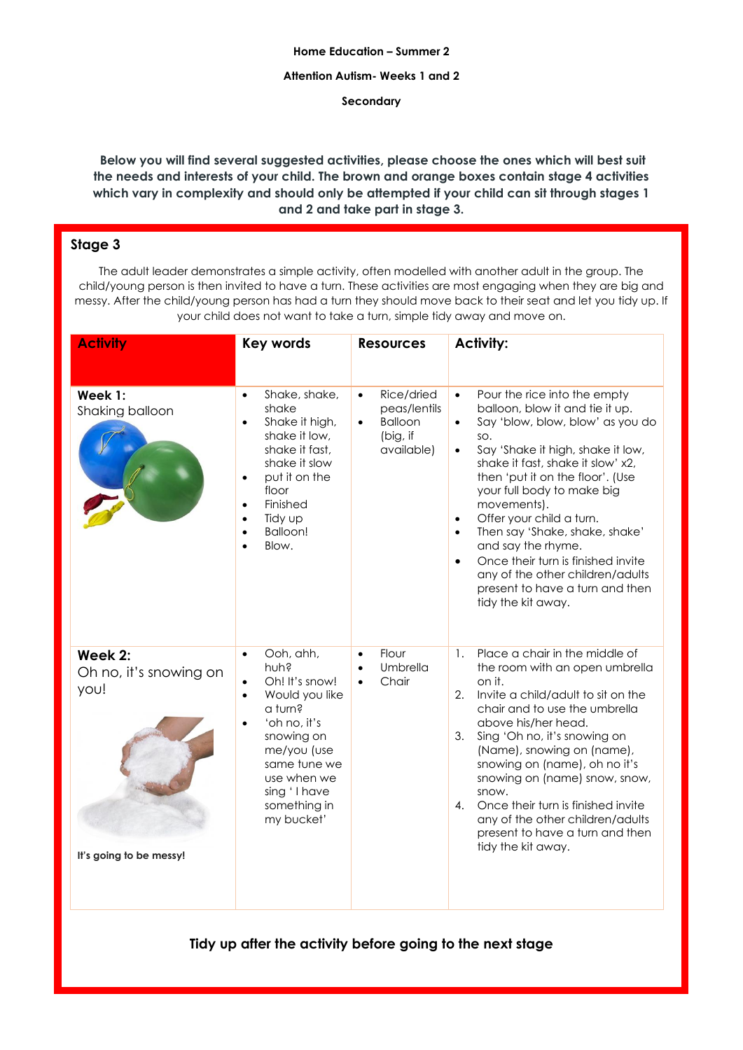**Home Education – Summer 2**

**Attention Autism- Weeks 1 and 2**

**Secondary**

**Below you will find several suggested activities, please choose the ones which will best suit the needs and interests of your child. The brown and orange boxes contain stage 4 activities which vary in complexity and should only be attempted if your child can sit through stages 1 and 2 and take part in stage 3.**

## Stage 3

The adult leader demonstrates a simple activity, often modelled with another adult in the group. The child/young person is then invited to have a turn. These activities are most engaging when they are big and messy. After the child/young person has had a turn they should move back to their seat and let you tidy up. If your child does not want to take a turn, simple tidy away and move on.

| Activity | Key words | Resources | Activity: |
|---|---|---|---|
| **Week 1:** Shaking balloon | • Shake, shake, shake<br>• Shake it high, shake it low, shake it fast, shake it slow<br>• put it on the floor<br>• Finished<br>• Tidy up<br>• Balloon!<br>• Blow. | • Rice/dried peas/lentils<br>• Balloon (big, if available) | • Pour the rice into the empty balloon, blow it and tie it up.<br>• Say 'blow, blow, blow' as you do so.<br>• Say 'Shake it high, shake it low, shake it fast, shake it slow' x2, then 'put it on the floor'. (Use your full body to make big movements).<br>• Offer your child a turn.<br>• Then say 'Shake, shake, shake' and say the rhyme.<br>• Once their turn is finished invite any of the other children/adults present to have a turn and then tidy the kit away. |
| **Week 2:** Oh no, it's snowing on you!<br><br>**It's going to be messy!** | • Ooh, ahh, huh?<br>• Oh! It's snow!<br>• Would you like a turn?<br>• 'oh no, it's snowing on me/you (use same tune we use when we sing ' I have something in my bucket' | • Flour<br>• Umbrella<br>• Chair | 1. Place a chair in the middle of the room with an open umbrella on it.<br>2. Invite a child/adult to sit on the chair and to use the umbrella above his/her head.<br>3. Sing 'Oh no, it's snowing on (Name), snowing on (name), snowing on (name), oh no it's snowing on (name) snow, snow, snow.<br>4. Once their turn is finished invite any of the other children/adults present to have a turn and then tidy the kit away. |

**Tidy up after the activity before going to the next stage**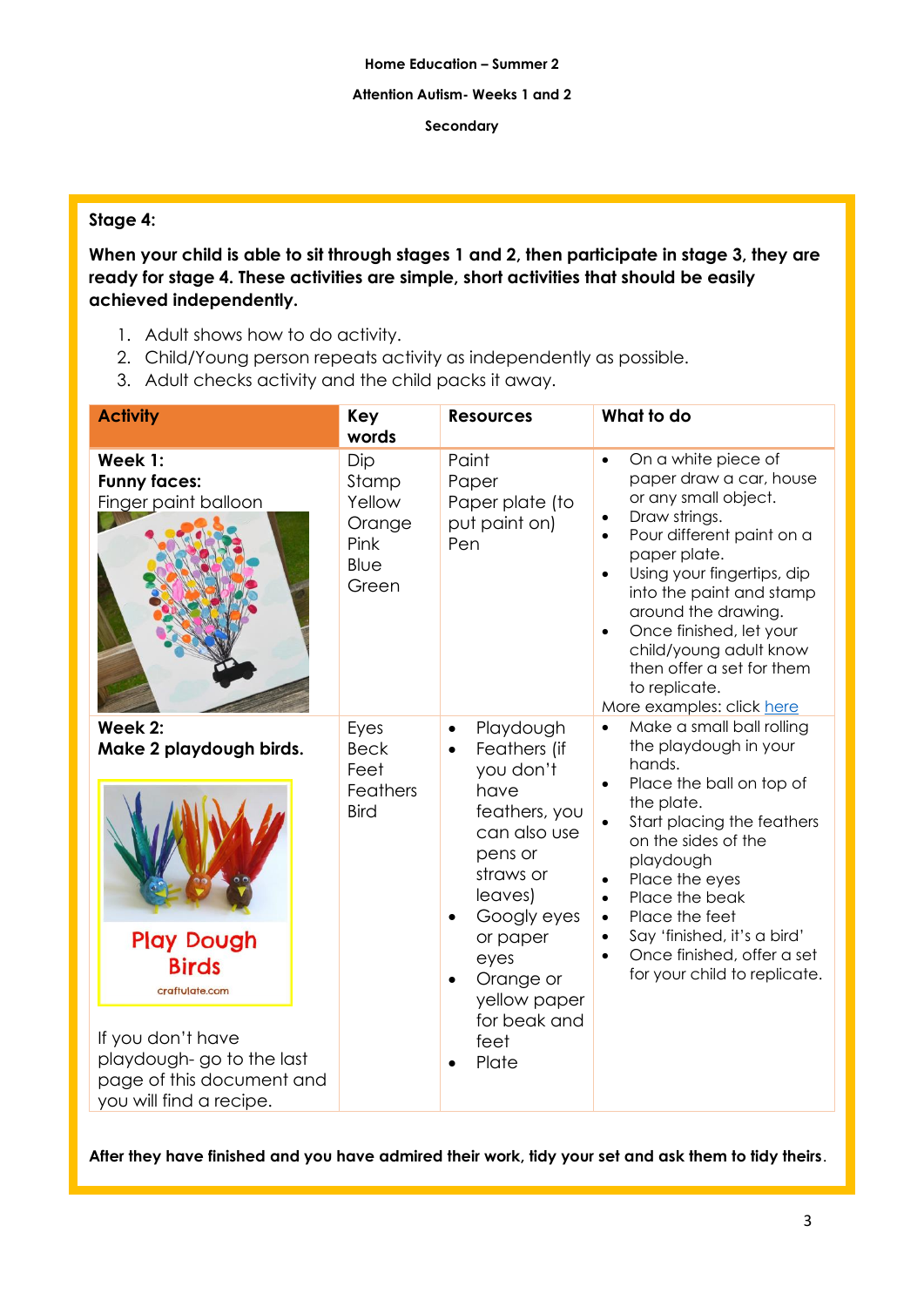**Home Education – Summer 2**

**Attention Autism- Weeks 1 and 2**

**Secondary**

**Stage 4:**

**When your child is able to sit through stages 1 and 2, then participate in stage 3, they are ready for stage 4. These activities are simple, short activities that should be easily achieved independently.**

1. Adult shows how to do activity.
2. Child/Young person repeats activity as independently as possible.
3. Adult checks activity and the child packs it away.

| Activity | Key words | Resources | What to do |
|---|---|---|---|
| **Week 1:**<br>**Funny faces:**<br>Finger paint balloon | Dip<br>Stamp<br>Yellow<br>Orange<br>Pink<br>Blue<br>Green | Paint<br>Paper<br>Paper plate (to put paint on)<br>Pen | • On a white piece of paper draw a car, house or any small object.<br>• Draw strings.<br>• Pour different paint on a paper plate.<br>• Using your fingertips, dip into the paint and stamp around the drawing.<br>• Once finished, let your child/young adult know then offer a set for them to replicate.<br>More examples: click here |
| **Week 2:**<br>**Make 2 playdough birds.**<br>Play Dough Birds<br>craftulate.com<br>If you don't have playdough- go to the last page of this document and you will find a recipe. | Eyes<br>Beck<br>Feet<br>Feathers<br>Bird | • Playdough<br>• Feathers (if you don't have feathers, you can also use pens or straws or leaves)<br>• Googly eyes or paper eyes<br>• Orange or yellow paper for beak and feet<br>• Plate | • Make a small ball rolling the playdough in your hands.<br>• Place the ball on top of the plate.<br>• Start placing the feathers on the sides of the playdough<br>• Place the eyes<br>• Place the beak<br>• Place the feet<br>• Say 'finished, it's a bird'<br>• Once finished, offer a set for your child to replicate. |

**After they have finished and you have admired their work, tidy your set and ask them to tidy theirs**.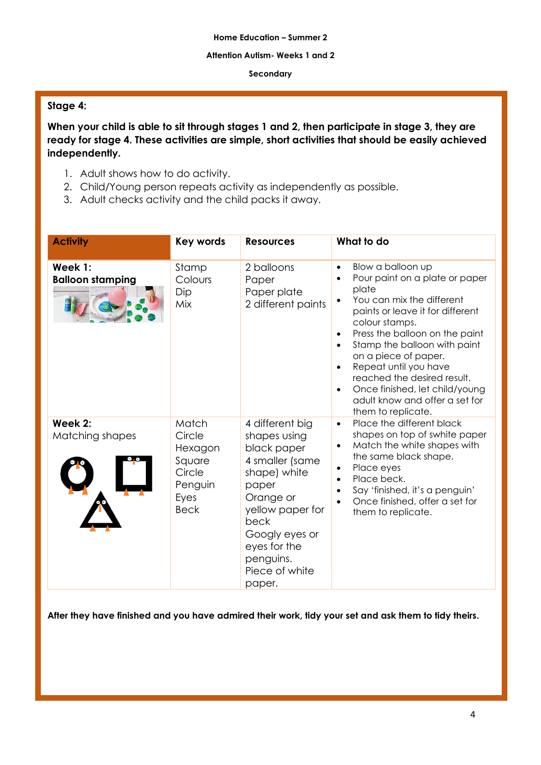**Home Education – Summer 2**

**Attention Autism- Weeks 1 and 2**

**Secondary**

**Stage 4:**

**When your child is able to sit through stages 1 and 2, then participate in stage 3, they are ready for stage 4. These activities are simple, short activities that should be easily achieved independently.**

1. Adult shows how to do activity.
2. Child/Young person repeats activity as independently as possible.
3. Adult checks activity and the child packs it away.

| Activity | Key words | Resources | What to do |
|---|---|---|---|
| **Week 1:**<br>**Balloon stamping** | Stamp<br>Colours<br>Dip<br>Mix | 2 balloons<br>Paper<br>Paper plate<br>2 different paints | • Blow a balloon up<br>• Pour paint on a plate or paper plate<br>• You can mix the different paints or leave it for different colour stamps.<br>• Press the balloon on the paint<br>• Stamp the balloon with paint on a piece of paper.<br>• Repeat until you have reached the desired result.<br>• Once finished, let child/young adult know and offer a set for them to replicate. |
| **Week 2:**<br>Matching shapes | Match<br>Circle<br>Hexagon<br>Square<br>Circle<br>Penguin<br>Eyes<br>Beck | 4 different big shapes using black paper<br>4 smaller (same shape) white paper<br>Orange or yellow paper for beck<br>Googly eyes or eyes for the penguins.<br>Piece of white paper. | • Place the different black shapes on top of swhite paper<br>• Match the white shapes with the same black shape.<br>• Place eyes<br>• Place beck.<br>• Say 'finished, it's a penguin'<br>• Once finished, offer a set for them to replicate. |

**After they have finished and you have admired their work, tidy your set and ask them to tidy theirs.**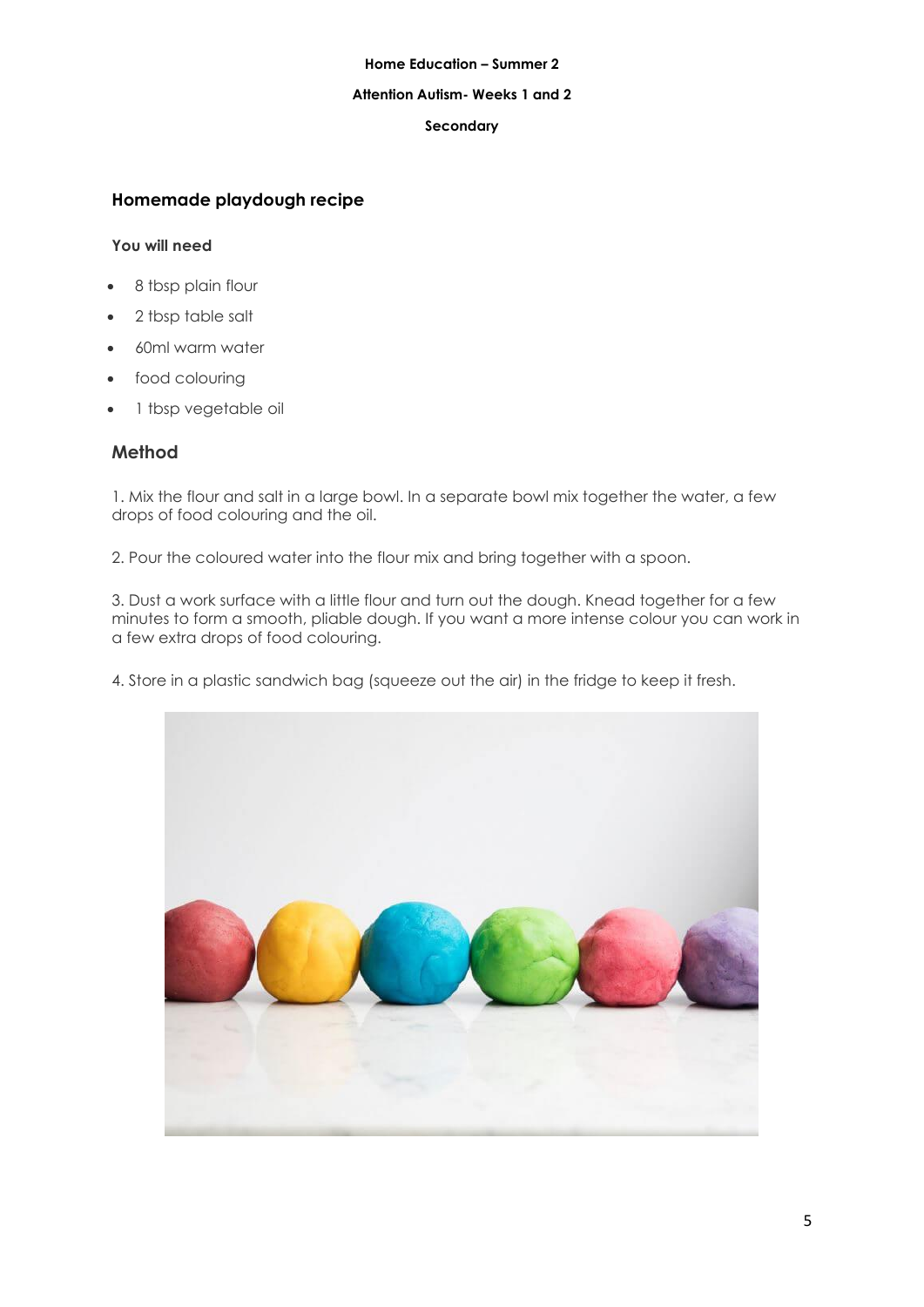**Home Education – Summer 2**

**Attention Autism- Weeks 1 and 2**

**Secondary**

## Homemade playdough recipe

**You will need**

- 8 tbsp plain flour
- 2 tbsp table salt
- 60ml warm water
- food colouring
- 1 tbsp vegetable oil

## Method

1. Mix the flour and salt in a large bowl. In a separate bowl mix together the water, a few drops of food colouring and the oil.

2. Pour the coloured water into the flour mix and bring together with a spoon.

3. Dust a work surface with a little flour and turn out the dough. Knead together for a few minutes to form a smooth, pliable dough. If you want a more intense colour you can work in a few extra drops of food colouring.

4. Store in a plastic sandwich bag (squeeze out the air) in the fridge to keep it fresh.